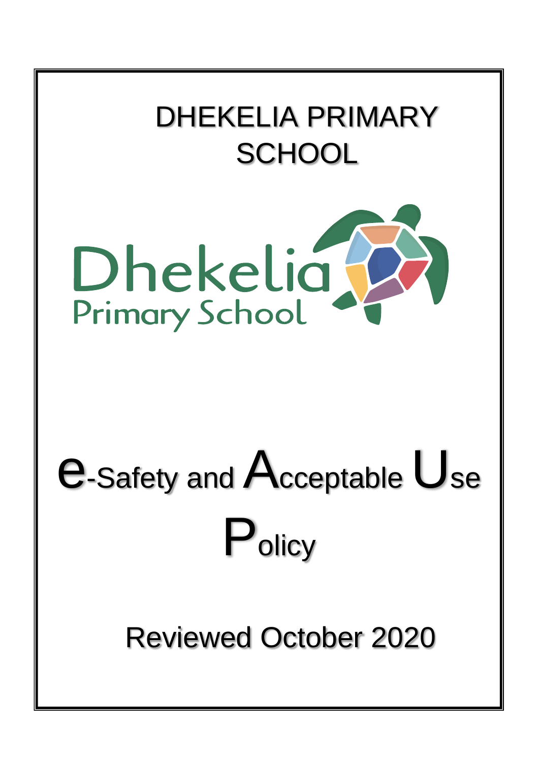# DHEKELIA PRIMARY SCHOOL

Dhekelia
Primary School

# e-Safety and Acceptable Use Policy

Reviewed October 2020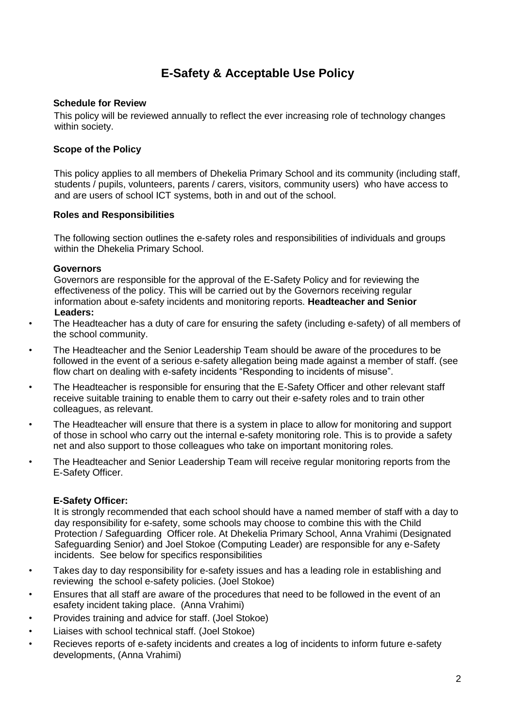# E-Safety & Acceptable Use Policy

**Schedule for Review**

This policy will be reviewed annually to reflect the ever increasing role of technology changes within society.

**Scope of the Policy**

This policy applies to all members of Dhekelia Primary School and its community (including staff, students / pupils, volunteers, parents / carers, visitors, community users) who have access to and are users of school ICT systems, both in and out of the school.

**Roles and Responsibilities**

The following section outlines the e-safety roles and responsibilities of individuals and groups within the Dhekelia Primary School.

**Governors**

Governors are responsible for the approval of the E-Safety Policy and for reviewing the effectiveness of the policy. This will be carried out by the Governors receiving regular information about e-safety incidents and monitoring reports. **Headteacher and Senior Leaders:**

- The Headteacher has a duty of care for ensuring the safety (including e-safety) of all members of the school community.
- The Headteacher and the Senior Leadership Team should be aware of the procedures to be followed in the event of a serious e-safety allegation being made against a member of staff. (see flow chart on dealing with e-safety incidents "Responding to incidents of misuse".
- The Headteacher is responsible for ensuring that the E-Safety Officer and other relevant staff receive suitable training to enable them to carry out their e-safety roles and to train other colleagues, as relevant.
- The Headteacher will ensure that there is a system in place to allow for monitoring and support of those in school who carry out the internal e-safety monitoring role. This is to provide a safety net and also support to those colleagues who take on important monitoring roles.
- The Headteacher and Senior Leadership Team will receive regular monitoring reports from the E-Safety Officer.

**E-Safety Officer:**

It is strongly recommended that each school should have a named member of staff with a day to day responsibility for e-safety, some schools may choose to combine this with the Child Protection / Safeguarding Officer role. At Dhekelia Primary School, Anna Vrahimi (Designated Safeguarding Senior) and Joel Stokoe (Computing Leader) are responsible for any e-Safety incidents. See below for specifics responsibilities

- Takes day to day responsibility for e-safety issues and has a leading role in establishing and reviewing the school e-safety policies. (Joel Stokoe)
- Ensures that all staff are aware of the procedures that need to be followed in the event of an esafety incident taking place. (Anna Vrahimi)
- Provides training and advice for staff. (Joel Stokoe)
- Liaises with school technical staff. (Joel Stokoe)
- Recieves reports of e-safety incidents and creates a log of incidents to inform future e-safety developments, (Anna Vrahimi)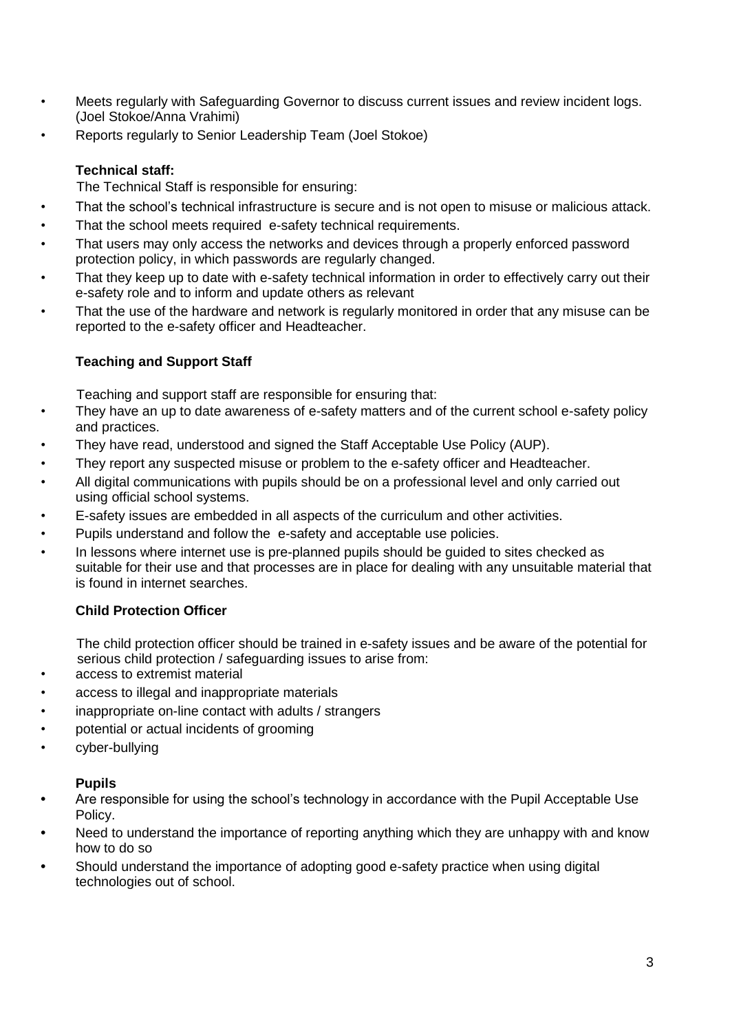- Meets regularly with Safeguarding Governor to discuss current issues and review incident logs. (Joel Stokoe/Anna Vrahimi)
- Reports regularly to Senior Leadership Team (Joel Stokoe)

**Technical staff:**

The Technical Staff is responsible for ensuring:

- That the school's technical infrastructure is secure and is not open to misuse or malicious attack.
- That the school meets required e-safety technical requirements.
- That users may only access the networks and devices through a properly enforced password protection policy, in which passwords are regularly changed.
- That they keep up to date with e-safety technical information in order to effectively carry out their e-safety role and to inform and update others as relevant
- That the use of the hardware and network is regularly monitored in order that any misuse can be reported to the e-safety officer and Headteacher.

**Teaching and Support Staff**

Teaching and support staff are responsible for ensuring that:

- They have an up to date awareness of e-safety matters and of the current school e-safety policy and practices.
- They have read, understood and signed the Staff Acceptable Use Policy (AUP).
- They report any suspected misuse or problem to the e-safety officer and Headteacher.
- All digital communications with pupils should be on a professional level and only carried out using official school systems.
- E-safety issues are embedded in all aspects of the curriculum and other activities.
- Pupils understand and follow the e-safety and acceptable use policies.
- In lessons where internet use is pre-planned pupils should be guided to sites checked as suitable for their use and that processes are in place for dealing with any unsuitable material that is found in internet searches.

**Child Protection Officer**

The child protection officer should be trained in e-safety issues and be aware of the potential for serious child protection / safeguarding issues to arise from:

- access to extremist material
- access to illegal and inappropriate materials
- inappropriate on-line contact with adults / strangers
- potential or actual incidents of grooming
- cyber-bullying

**Pupils**

- Are responsible for using the school's technology in accordance with the Pupil Acceptable Use Policy.
- Need to understand the importance of reporting anything which they are unhappy with and know how to do so
- Should understand the importance of adopting good e-safety practice when using digital technologies out of school.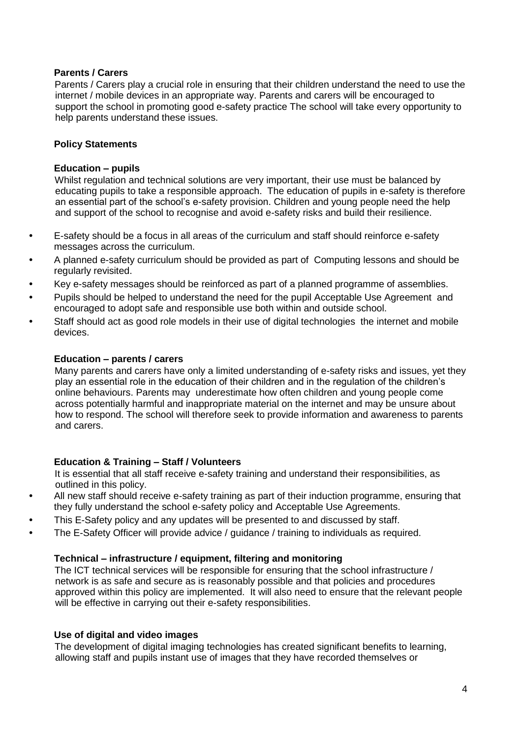### Parents / Carers

Parents / Carers play a crucial role in ensuring that their children understand the need to use the internet / mobile devices in an appropriate way. Parents and carers will be encouraged to support the school in promoting good e-safety practice The school will take every opportunity to help parents understand these issues.

## Policy Statements

### Education – pupils

Whilst regulation and technical solutions are very important, their use must be balanced by educating pupils to take a responsible approach. The education of pupils in e-safety is therefore an essential part of the school's e-safety provision. Children and young people need the help and support of the school to recognise and avoid e-safety risks and build their resilience.

- E-safety should be a focus in all areas of the curriculum and staff should reinforce e-safety messages across the curriculum.
- A planned e-safety curriculum should be provided as part of Computing lessons and should be regularly revisited.
- Key e-safety messages should be reinforced as part of a planned programme of assemblies.
- Pupils should be helped to understand the need for the pupil Acceptable Use Agreement and encouraged to adopt safe and responsible use both within and outside school.
- Staff should act as good role models in their use of digital technologies the internet and mobile devices.

### Education – parents / carers

Many parents and carers have only a limited understanding of e-safety risks and issues, yet they play an essential role in the education of their children and in the regulation of the children's online behaviours. Parents may underestimate how often children and young people come across potentially harmful and inappropriate material on the internet and may be unsure about how to respond. The school will therefore seek to provide information and awareness to parents and carers.

### Education & Training – Staff / Volunteers

It is essential that all staff receive e-safety training and understand their responsibilities, as outlined in this policy.

- All new staff should receive e-safety training as part of their induction programme, ensuring that they fully understand the school e-safety policy and Acceptable Use Agreements.
- This E-Safety policy and any updates will be presented to and discussed by staff.
- The E-Safety Officer will provide advice / guidance / training to individuals as required.

### Technical – infrastructure / equipment, filtering and monitoring

The ICT technical services will be responsible for ensuring that the school infrastructure / network is as safe and secure as is reasonably possible and that policies and procedures approved within this policy are implemented. It will also need to ensure that the relevant people will be effective in carrying out their e-safety responsibilities.

### Use of digital and video images

The development of digital imaging technologies has created significant benefits to learning, allowing staff and pupils instant use of images that they have recorded themselves or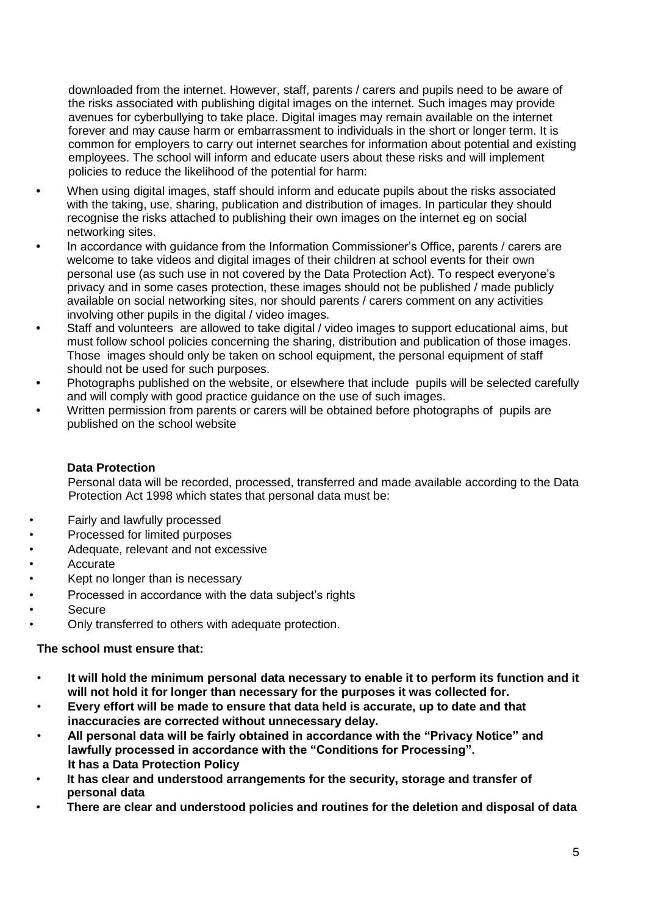downloaded from the internet. However, staff, parents / carers and pupils need to be aware of the risks associated with publishing digital images on the internet. Such images may provide avenues for cyberbullying to take place. Digital images may remain available on the internet forever and may cause harm or embarrassment to individuals in the short or longer term. It is common for employers to carry out internet searches for information about potential and existing employees. The school will inform and educate users about these risks and will implement policies to reduce the likelihood of the potential for harm:

- When using digital images, staff should inform and educate pupils about the risks associated with the taking, use, sharing, publication and distribution of images. In particular they should recognise the risks attached to publishing their own images on the internet eg on social networking sites.
- In accordance with guidance from the Information Commissioner's Office, parents / carers are welcome to take videos and digital images of their children at school events for their own personal use (as such use in not covered by the Data Protection Act). To respect everyone's privacy and in some cases protection, these images should not be published / made publicly available on social networking sites, nor should parents / carers comment on any activities involving other pupils in the digital / video images.
- Staff and volunteers are allowed to take digital / video images to support educational aims, but must follow school policies concerning the sharing, distribution and publication of those images. Those images should only be taken on school equipment, the personal equipment of staff should not be used for such purposes.
- Photographs published on the website, or elsewhere that include pupils will be selected carefully and will comply with good practice guidance on the use of such images.
- Written permission from parents or carers will be obtained before photographs of pupils are published on the school website

**Data Protection**

Personal data will be recorded, processed, transferred and made available according to the Data Protection Act 1998 which states that personal data must be:

- Fairly and lawfully processed
- Processed for limited purposes
- Adequate, relevant and not excessive
- Accurate
- Kept no longer than is necessary
- Processed in accordance with the data subject's rights
- Secure
- Only transferred to others with adequate protection.

**The school must ensure that:**

- **It will hold the minimum personal data necessary to enable it to perform its function and it will not hold it for longer than necessary for the purposes it was collected for.**
- **Every effort will be made to ensure that data held is accurate, up to date and that inaccuracies are corrected without unnecessary delay.**
- **All personal data will be fairly obtained in accordance with the "Privacy Notice" and lawfully processed in accordance with the "Conditions for Processing".**
  **It has a Data Protection Policy**
- **It has clear and understood arrangements for the security, storage and transfer of personal data**
- **There are clear and understood policies and routines for the deletion and disposal of data**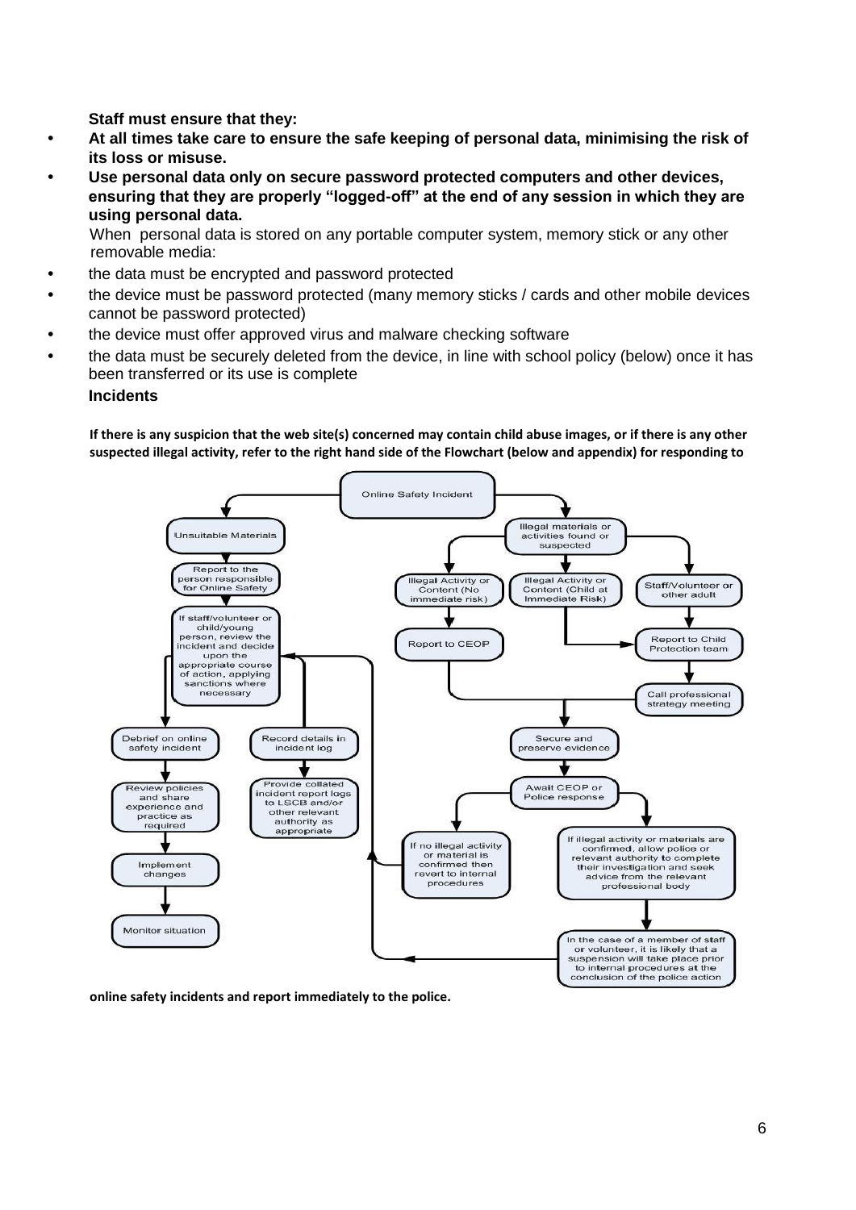**Staff must ensure that they:**

- **At all times take care to ensure the safe keeping of personal data, minimising the risk of its loss or misuse.**
- **Use personal data only on secure password protected computers and other devices, ensuring that they are properly "logged-off" at the end of any session in which they are using personal data.**

When personal data is stored on any portable computer system, memory stick or any other removable media:

- the data must be encrypted and password protected
- the device must be password protected (many memory sticks / cards and other mobile devices cannot be password protected)
- the device must offer approved virus and malware checking software
- the data must be securely deleted from the device, in line with school policy (below) once it has been transferred or its use is complete

**Incidents**

**If there is any suspicion that the web site(s) concerned may contain child abuse images, or if there is any other suspected illegal activity, refer to the right hand side of the Flowchart (below and appendix) for responding to online safety incidents and report immediately to the police.**

**Online Safety Incident**

- Unsuitable Materials
  - Report to the person responsible for Online Safety
  - If staff/volunteer or child/young person, review the incident and decide upon the appropriate course of action, applying sanctions where necessary
  - Debrief on online safety incident → Review policies and share experience and practice as required → Implement changes → Monitor situation
  - Record details in incident log → Provide collated incident report logs to LSCB and/or other relevant authority as appropriate
- Illegal materials or activities found or suspected
  - Illegal Activity or Content (No immediate risk) → Report to CEOP
  - Illegal Activity or Content (Child at Immediate Risk) → Report to Child Protection team
  - Staff/Volunteer or other adult → Report to Child Protection team → Call professional strategy meeting
  - Secure and preserve evidence
  - Await CEOP or Police response
    - If no illegal activity or material is confirmed then revert to internal procedures
    - If illegal activity or materials are confirmed, allow police or relevant authority to complete their investigation and seek advice from the relevant professional body
    - In the case of a member of staff or volunteer, it is likely that a suspension will take place prior to internal procedures at the conclusion of the police action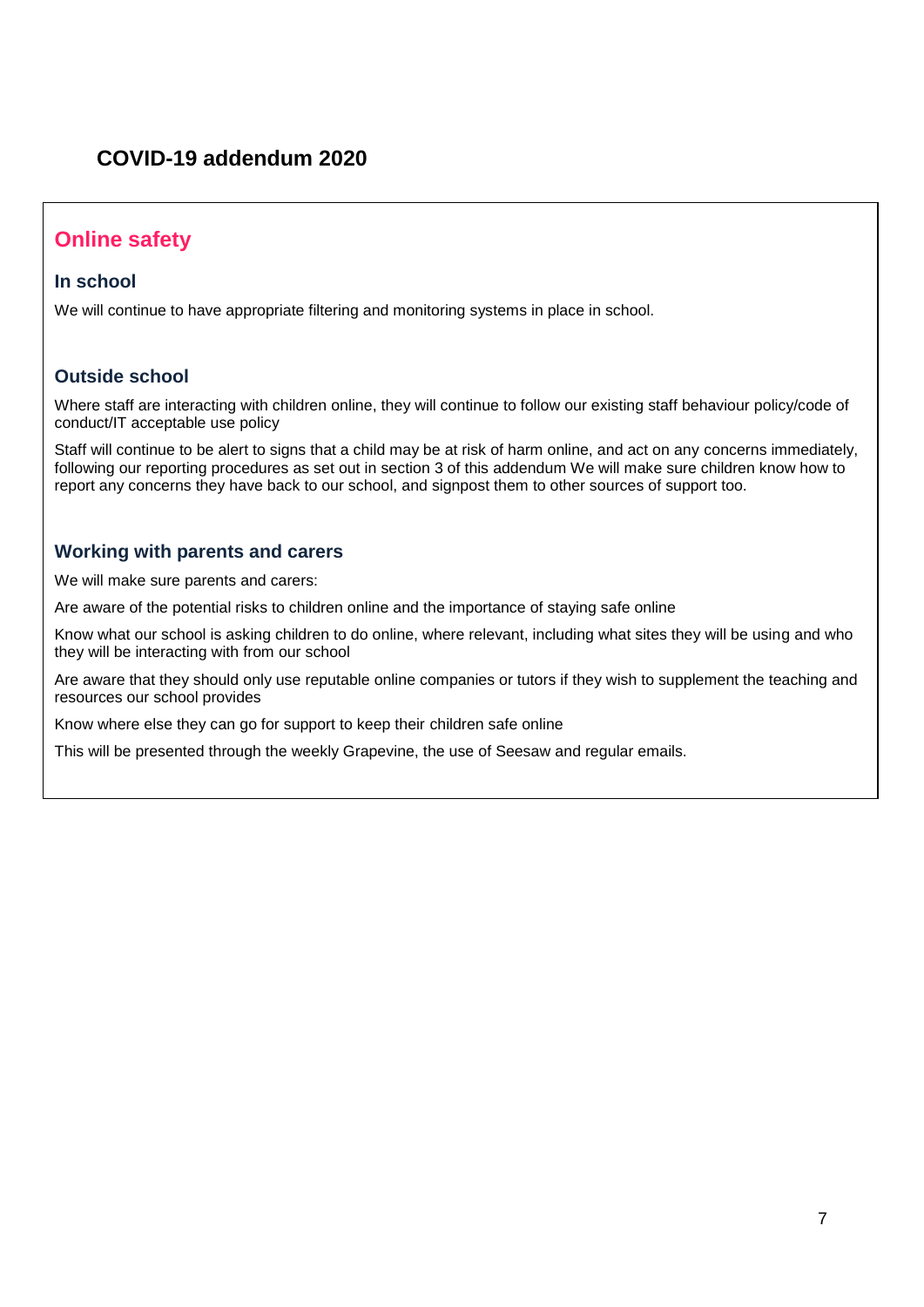## COVID-19 addendum 2020

### Online safety

#### In school

We will continue to have appropriate filtering and monitoring systems in place in school.

#### Outside school

Where staff are interacting with children online, they will continue to follow our existing staff behaviour policy/code of conduct/IT acceptable use policy

Staff will continue to be alert to signs that a child may be at risk of harm online, and act on any concerns immediately, following our reporting procedures as set out in section 3 of this addendum We will make sure children know how to report any concerns they have back to our school, and signpost them to other sources of support too.

#### Working with parents and carers

We will make sure parents and carers:

Are aware of the potential risks to children online and the importance of staying safe online

Know what our school is asking children to do online, where relevant, including what sites they will be using and who they will be interacting with from our school

Are aware that they should only use reputable online companies or tutors if they wish to supplement the teaching and resources our school provides

Know where else they can go for support to keep their children safe online

This will be presented through the weekly Grapevine, the use of Seesaw and regular emails.